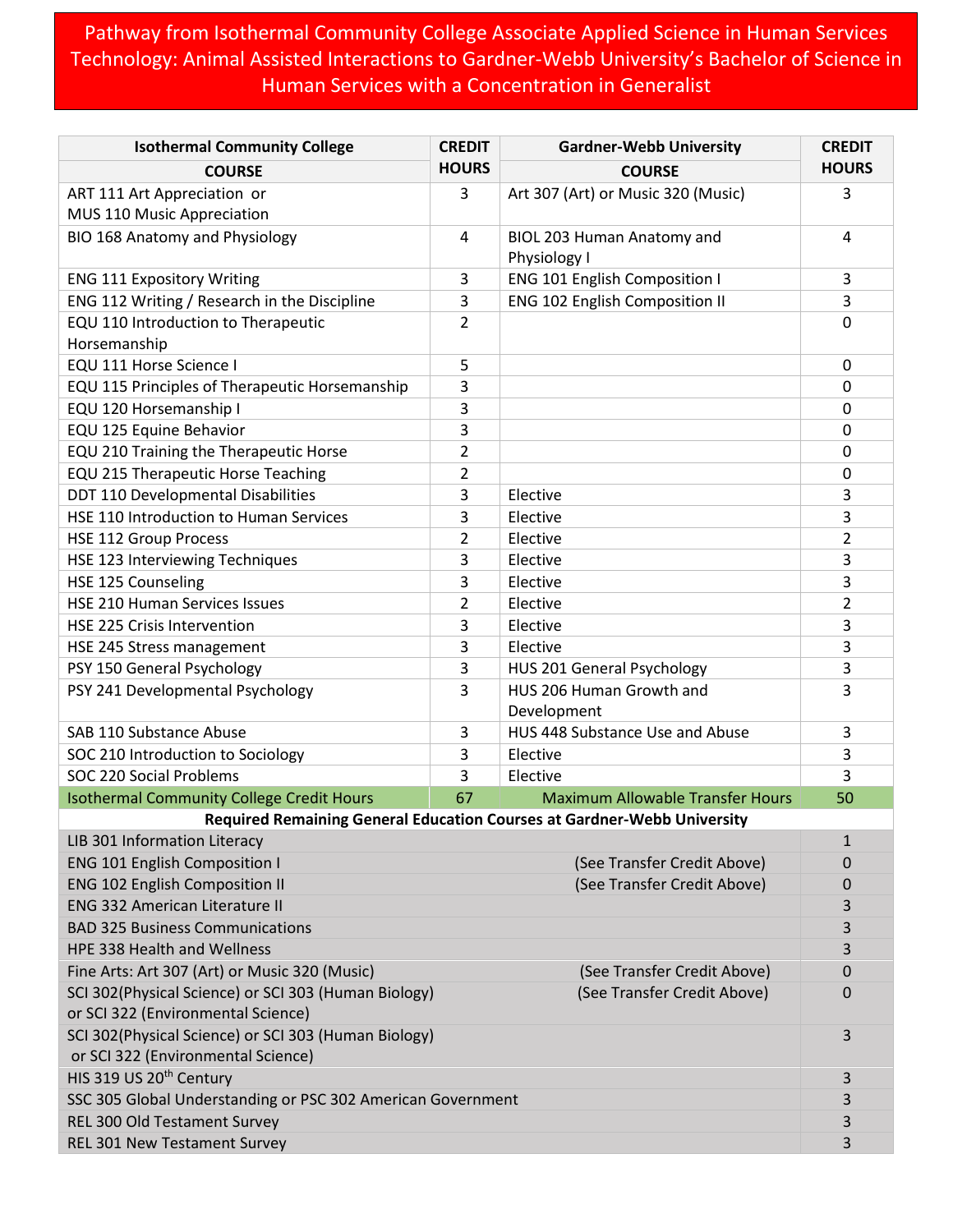# Pathway from Isothermal Community College Associate Applied Science in Human Services Technology: Animal Assisted Interactions to Gardner-Webb University's Bachelor of Science in Human Services with a Concentration in Generalist

| Isothermal Community College COURSE | CREDIT HOURS | Gardner-Webb University COURSE | CREDIT HOURS |
|---|---|---|---|
| ART 111 Art Appreciation or MUS 110 Music Appreciation | 3 | Art 307 (Art) or Music 320 (Music) | 3 |
| BIO 168 Anatomy and Physiology | 4 | BIOL 203 Human Anatomy and Physiology I | 4 |
| ENG 111 Expository Writing | 3 | ENG 101 English Composition I | 3 |
| ENG 112 Writing / Research in the Discipline | 3 | ENG 102 English Composition II | 3 |
| EQU 110 Introduction to Therapeutic Horsemanship | 2 | | 0 |
| EQU 111 Horse Science I | 5 | | 0 |
| EQU 115 Principles of Therapeutic Horsemanship | 3 | | 0 |
| EQU 120 Horsemanship I | 3 | | 0 |
| EQU 125 Equine Behavior | 3 | | 0 |
| EQU 210 Training the Therapeutic Horse | 2 | | 0 |
| EQU 215 Therapeutic Horse Teaching | 2 | | 0 |
| DDT 110 Developmental Disabilities | 3 | Elective | 3 |
| HSE 110 Introduction to Human Services | 3 | Elective | 3 |
| HSE 112 Group Process | 2 | Elective | 2 |
| HSE 123 Interviewing Techniques | 3 | Elective | 3 |
| HSE 125 Counseling | 3 | Elective | 3 |
| HSE 210 Human Services Issues | 2 | Elective | 2 |
| HSE 225 Crisis Intervention | 3 | Elective | 3 |
| HSE 245 Stress management | 3 | Elective | 3 |
| PSY 150 General Psychology | 3 | HUS 201 General Psychology | 3 |
| PSY 241 Developmental Psychology | 3 | HUS 206 Human Growth and Development | 3 |
| SAB 110 Substance Abuse | 3 | HUS 448 Substance Use and Abuse | 3 |
| SOC 210 Introduction to Sociology | 3 | Elective | 3 |
| SOC 220 Social Problems | 3 | Elective | 3 |
| Isothermal Community College Credit Hours | 67 | Maximum Allowable Transfer Hours | 50 |

**Required Remaining General Education Courses at Gardner-Webb University**

| Course | | Credit Hours |
|---|---|---|
| LIB 301 Information Literacy | | 1 |
| ENG 101 English Composition I | (See Transfer Credit Above) | 0 |
| ENG 102 English Composition II | (See Transfer Credit Above) | 0 |
| ENG 332 American Literature II | | 3 |
| BAD 325 Business Communications | | 3 |
| HPE 338 Health and Wellness | | 3 |
| Fine Arts: Art 307 (Art) or Music 320 (Music) | (See Transfer Credit Above) | 0 |
| SCI 302(Physical Science) or SCI 303 (Human Biology) or SCI 322 (Environmental Science) | (See Transfer Credit Above) | 0 |
| SCI 302(Physical Science) or SCI 303 (Human Biology) or SCI 322 (Environmental Science) | | 3 |
| HIS 319 US 20th Century | | 3 |
| SSC 305 Global Understanding or PSC 302 American Government | | 3 |
| REL 300 Old Testament Survey | | 3 |
| REL 301 New Testament Survey | | 3 |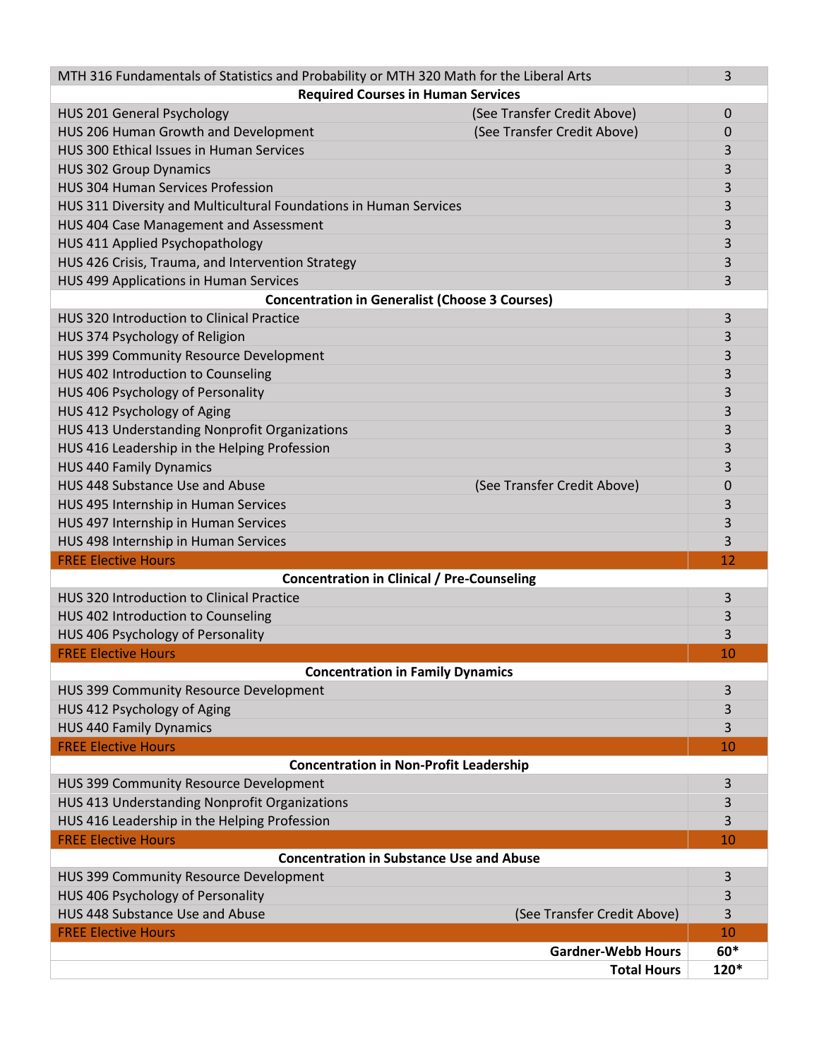| Course | | Hours |
|---|---|---|
| MTH 316 Fundamentals of Statistics and Probability or MTH 320 Math for the Liberal Arts | | 3 |
| **Required Courses in Human Services** | | |
| HUS 201 General Psychology | (See Transfer Credit Above) | 0 |
| HUS 206 Human Growth and Development | (See Transfer Credit Above) | 0 |
| HUS 300 Ethical Issues in Human Services | | 3 |
| HUS 302 Group Dynamics | | 3 |
| HUS 304 Human Services Profession | | 3 |
| HUS 311 Diversity and Multicultural Foundations in Human Services | | 3 |
| HUS 404 Case Management and Assessment | | 3 |
| HUS 411 Applied Psychopathology | | 3 |
| HUS 426 Crisis, Trauma, and Intervention Strategy | | 3 |
| HUS 499 Applications in Human Services | | 3 |
| **Concentration in Generalist (Choose 3 Courses)** | | |
| HUS 320 Introduction to Clinical Practice | | 3 |
| HUS 374 Psychology of Religion | | 3 |
| HUS 399 Community Resource Development | | 3 |
| HUS 402 Introduction to Counseling | | 3 |
| HUS 406 Psychology of Personality | | 3 |
| HUS 412 Psychology of Aging | | 3 |
| HUS 413 Understanding Nonprofit Organizations | | 3 |
| HUS 416 Leadership in the Helping Profession | | 3 |
| HUS 440 Family Dynamics | | 3 |
| HUS 448 Substance Use and Abuse | (See Transfer Credit Above) | 0 |
| HUS 495 Internship in Human Services | | 3 |
| HUS 497 Internship in Human Services | | 3 |
| HUS 498 Internship in Human Services | | 3 |
| FREE Elective Hours | | 12 |
| **Concentration in Clinical / Pre-Counseling** | | |
| HUS 320 Introduction to Clinical Practice | | 3 |
| HUS 402 Introduction to Counseling | | 3 |
| HUS 406 Psychology of Personality | | 3 |
| FREE Elective Hours | | 10 |
| **Concentration in Family Dynamics** | | |
| HUS 399 Community Resource Development | | 3 |
| HUS 412 Psychology of Aging | | 3 |
| HUS 440 Family Dynamics | | 3 |
| FREE Elective Hours | | 10 |
| **Concentration in Non-Profit Leadership** | | |
| HUS 399 Community Resource Development | | 3 |
| HUS 413 Understanding Nonprofit Organizations | | 3 |
| HUS 416 Leadership in the Helping Profession | | 3 |
| FREE Elective Hours | | 10 |
| **Concentration in Substance Use and Abuse** | | |
| HUS 399 Community Resource Development | | 3 |
| HUS 406 Psychology of Personality | | 3 |
| HUS 448 Substance Use and Abuse | (See Transfer Credit Above) | 3 |
| FREE Elective Hours | | 10 |
| | **Gardner-Webb Hours** | **60*** |
| | **Total Hours** | **120*** |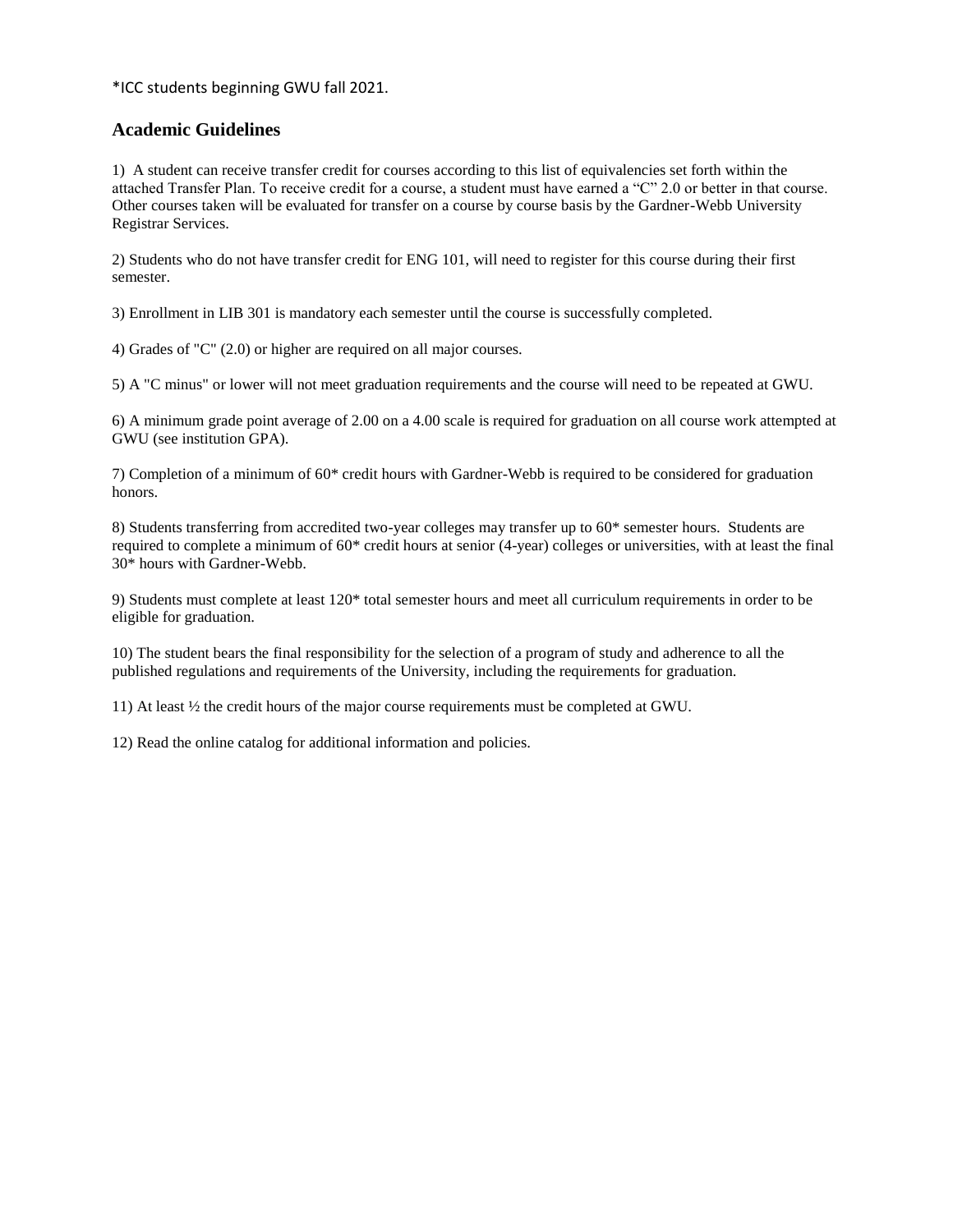*ICC students beginning GWU fall 2021.

## Academic Guidelines

1) A student can receive transfer credit for courses according to this list of equivalencies set forth within the attached Transfer Plan. To receive credit for a course, a student must have earned a "C" 2.0 or better in that course. Other courses taken will be evaluated for transfer on a course by course basis by the Gardner-Webb University Registrar Services.

2) Students who do not have transfer credit for ENG 101, will need to register for this course during their first semester.

3) Enrollment in LIB 301 is mandatory each semester until the course is successfully completed.

4) Grades of "C" (2.0) or higher are required on all major courses.

5) A "C minus" or lower will not meet graduation requirements and the course will need to be repeated at GWU.

6) A minimum grade point average of 2.00 on a 4.00 scale is required for graduation on all course work attempted at GWU (see institution GPA).

7) Completion of a minimum of 60* credit hours with Gardner-Webb is required to be considered for graduation honors.

8) Students transferring from accredited two-year colleges may transfer up to 60* semester hours. Students are required to complete a minimum of 60* credit hours at senior (4-year) colleges or universities, with at least the final 30* hours with Gardner-Webb.

9) Students must complete at least 120* total semester hours and meet all curriculum requirements in order to be eligible for graduation.

10) The student bears the final responsibility for the selection of a program of study and adherence to all the published regulations and requirements of the University, including the requirements for graduation.

11) At least ½ the credit hours of the major course requirements must be completed at GWU.

12) Read the online catalog for additional information and policies.